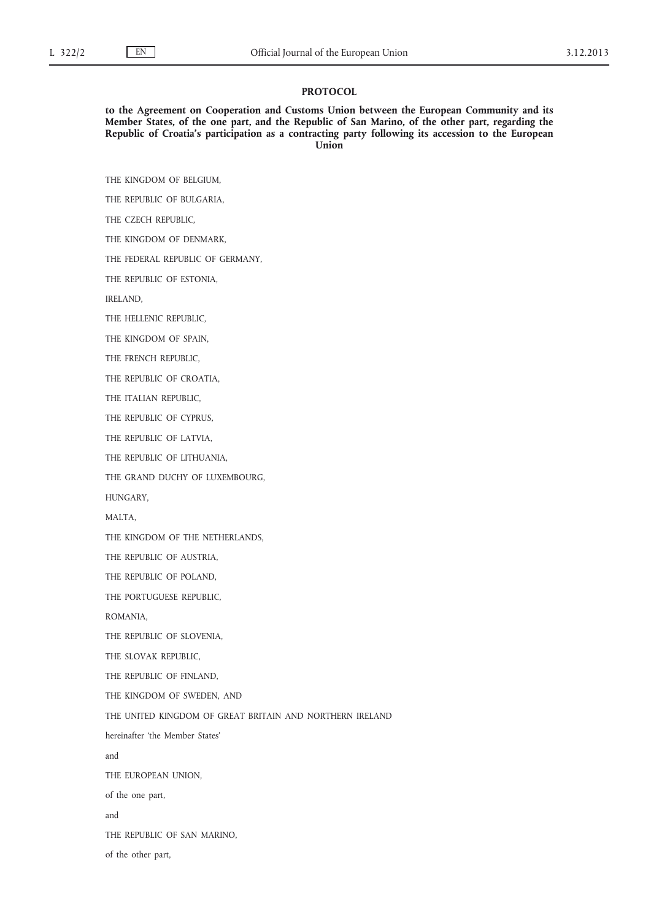# PROTOCOL

## to the Agreement on Cooperation and Customs Union between the European Community and its Member States, of the one part, and the Republic of San Marino, of the other part, regarding the Republic of Croatia's participation as a contracting party following its accession to the European Union

THE KINGDOM OF BELGIUM,

THE REPUBLIC OF BULGARIA,

THE CZECH REPUBLIC,

THE KINGDOM OF DENMARK,

THE FEDERAL REPUBLIC OF GERMANY,

THE REPUBLIC OF ESTONIA,

IRELAND,

THE HELLENIC REPUBLIC,

THE KINGDOM OF SPAIN,

THE FRENCH REPUBLIC,

THE REPUBLIC OF CROATIA,

THE ITALIAN REPUBLIC,

THE REPUBLIC OF CYPRUS,

THE REPUBLIC OF LATVIA,

THE REPUBLIC OF LITHUANIA,

THE GRAND DUCHY OF LUXEMBOURG,

HUNGARY,

MALTA,

THE KINGDOM OF THE NETHERLANDS,

THE REPUBLIC OF AUSTRIA,

THE REPUBLIC OF POLAND,

THE PORTUGUESE REPUBLIC,

ROMANIA,

THE REPUBLIC OF SLOVENIA,

THE SLOVAK REPUBLIC,

THE REPUBLIC OF FINLAND,

THE KINGDOM OF SWEDEN, AND

THE UNITED KINGDOM OF GREAT BRITAIN AND NORTHERN IRELAND

hereinafter 'the Member States'

and

THE EUROPEAN UNION,

of the one part,

and

THE REPUBLIC OF SAN MARINO,

of the other part,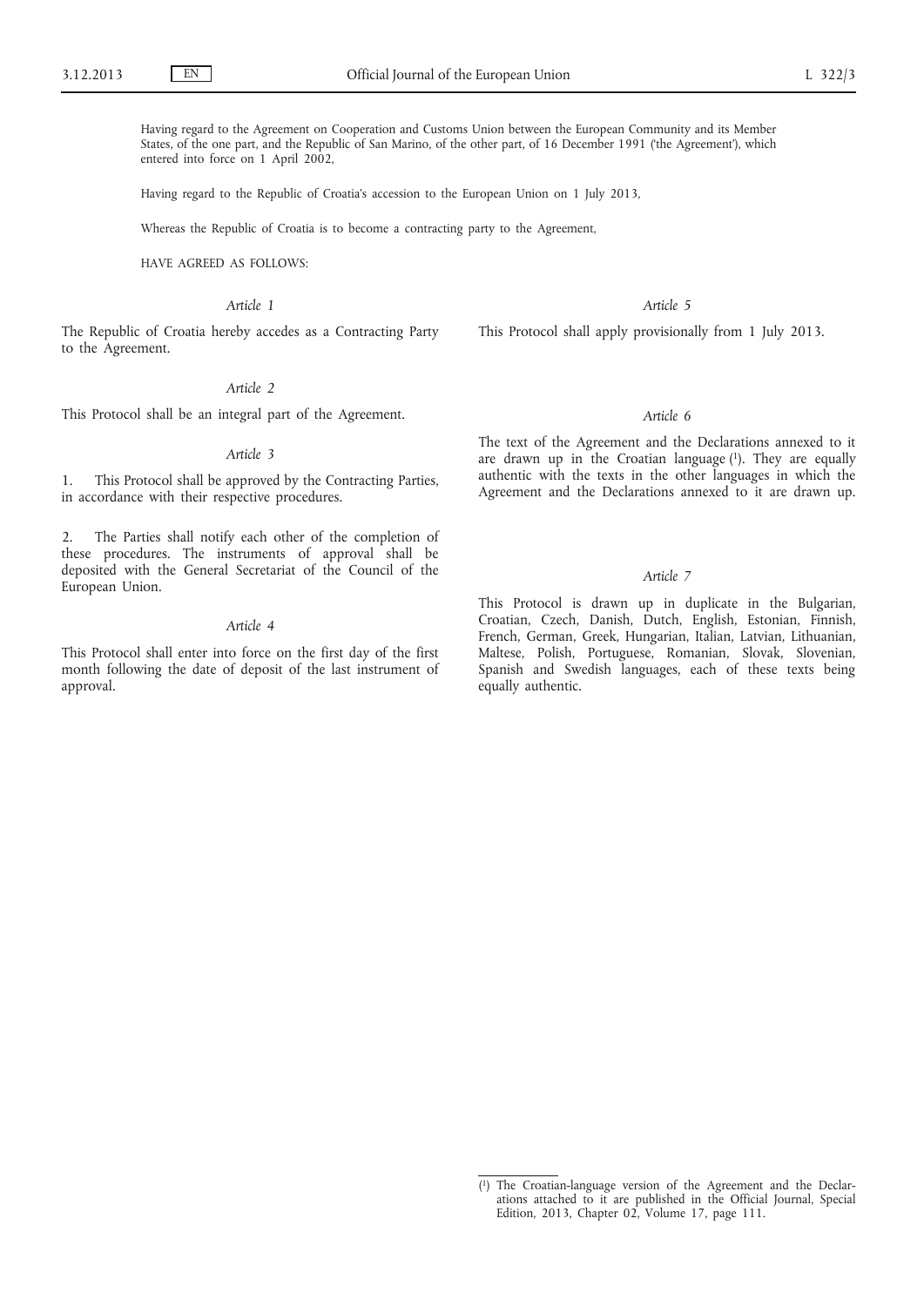Having regard to the Agreement on Cooperation and Customs Union between the European Community and its Member States, of the one part, and the Republic of San Marino, of the other part, of 16 December 1991 ('the Agreement'), which entered into force on 1 April 2002,

Having regard to the Republic of Croatia's accession to the European Union on 1 July 2013,

Whereas the Republic of Croatia is to become a contracting party to the Agreement,

HAVE AGREED AS FOLLOWS:

*Article 1*

The Republic of Croatia hereby accedes as a Contracting Party to the Agreement.

*Article 2*

This Protocol shall be an integral part of the Agreement.

*Article 3*

1. This Protocol shall be approved by the Contracting Parties, in accordance with their respective procedures.

2. The Parties shall notify each other of the completion of these procedures. The instruments of approval shall be deposited with the General Secretariat of the Council of the European Union.

*Article 4*

This Protocol shall enter into force on the first day of the first month following the date of deposit of the last instrument of approval.

*Article 5*

This Protocol shall apply provisionally from 1 July 2013.

*Article 6*

The text of the Agreement and the Declarations annexed to it are drawn up in the Croatian language [1]. They are equally authentic with the texts in the other languages in which the Agreement and the Declarations annexed to it are drawn up.

*Article 7*

This Protocol is drawn up in duplicate in the Bulgarian, Croatian, Czech, Danish, Dutch, English, Estonian, Finnish, French, German, Greek, Hungarian, Italian, Latvian, Lithuanian, Maltese, Polish, Portuguese, Romanian, Slovak, Slovenian, Spanish and Swedish languages, each of these texts being equally authentic.

---

[1] The Croatian-language version of the Agreement and the Declarations attached to it are published in the Official Journal, Special Edition, 2013, Chapter 02, Volume 17, page 111.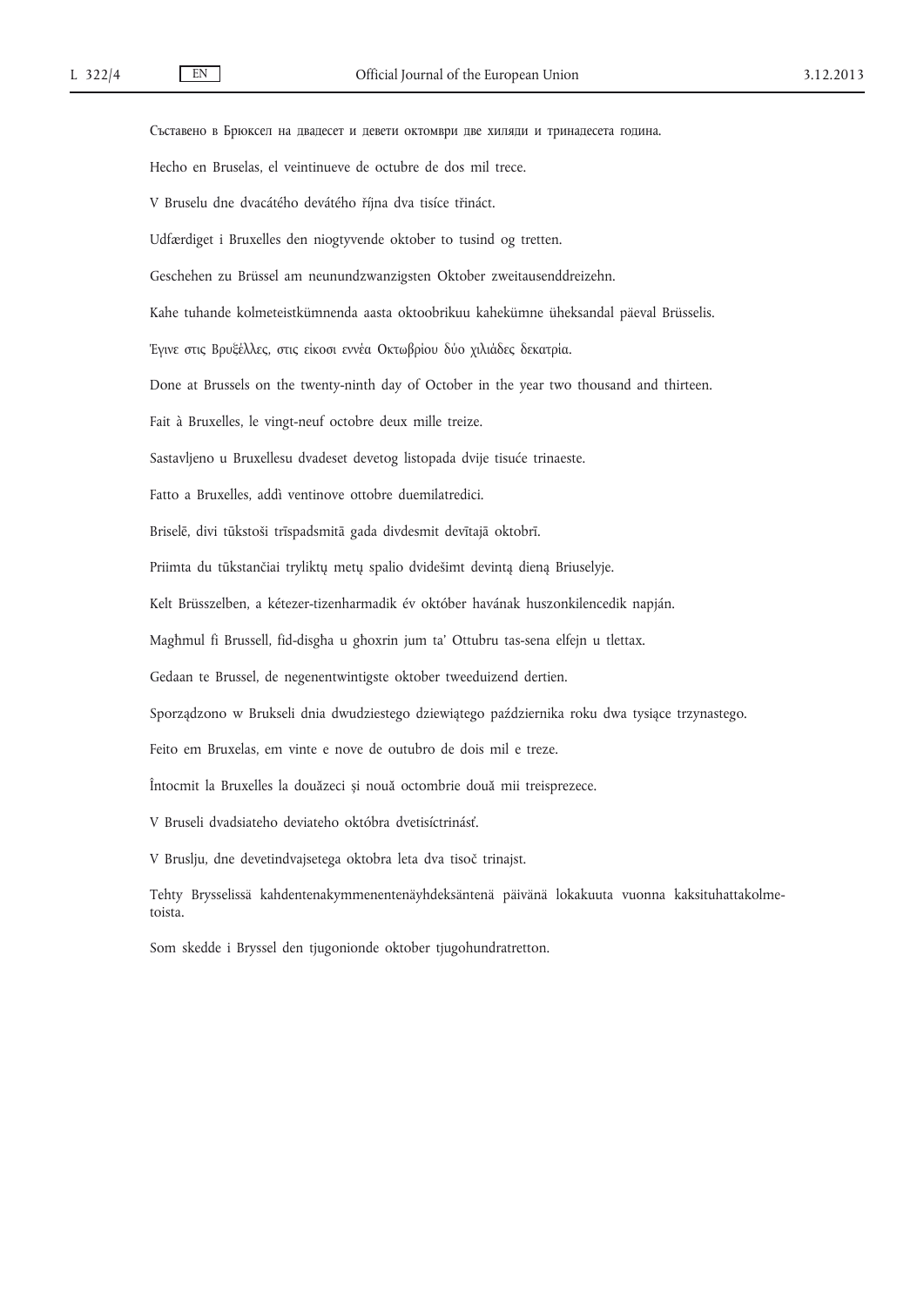Съставено в Брюксел на двадесет и девети октомври две хиляди и тринадесета година.

Hecho en Bruselas, el veintinueve de octubre de dos mil trece.

V Bruselu dne dvacátého devátého října dva tisíce třináct.

Udfærdiget i Bruxelles den niogtyvende oktober to tusind og tretten.

Geschehen zu Brüssel am neunundzwanzigsten Oktober zweitausenddreizehn.

Kahe tuhande kolmeteistkümnenda aasta oktoobrikuu kahekümne üheksandal päeval Brüsselis.

Έγινε στις Βρυξέλλες, στις είκοσι εννέα Οκτωβρίου δύο χιλιάδες δεκατρία.

Done at Brussels on the twenty-ninth day of October in the year two thousand and thirteen.

Fait à Bruxelles, le vingt-neuf octobre deux mille treize.

Sastavljeno u Bruxellesu dvadeset devetog listopada dvije tisuće trinaeste.

Fatto a Bruxelles, addì ventinove ottobre duemilatredici.

Briselē, divi tūkstoši trīspadsmitā gada divdesmit devītajā oktobrī.

Priimta du tūkstančiai tryliktų metų spalio dvidešimt devintą dieną Briuselyje.

Kelt Brüsszelben, a kétezer-tizenharmadik év október havának huszonkilencedik napján.

Magħmul fi Brussell, fid-disgħa u għoxrin jum ta' Ottubru tas-sena elfejn u tlettax.

Gedaan te Brussel, de negenentwintigste oktober tweeduizend dertien.

Sporządzono w Brukseli dnia dwudziestego dziewiątego października roku dwa tysiące trzynastego.

Feito em Bruxelas, em vinte e nove de outubro de dois mil e treze.

Întocmit la Bruxelles la douăzeci și nouă octombrie două mii treisprezece.

V Bruseli dvadsiateho deviateho októbra dvetisíctrinásť.

V Bruslju, dne devetindvajsetega oktobra leta dva tisoč trinajst.

Tehty Brysselissä kahdentenakymmenentenäyhdeksäntenä päivänä lokakuuta vuonna kaksituhattakolmetoista.

Som skedde i Bryssel den tjugonionde oktober tjugohundratretton.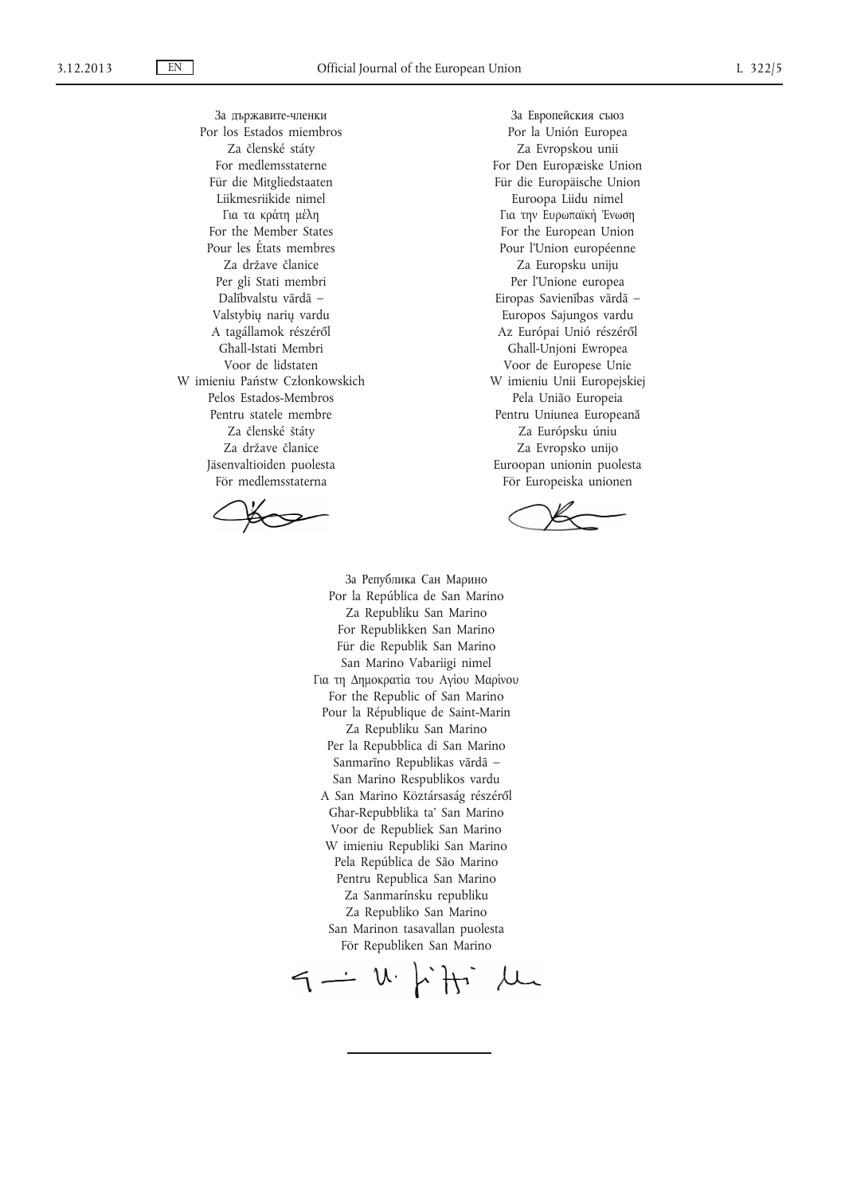За държавите-членки
Por los Estados miembros
Za členské státy
For medlemsstaterne
Für die Mitgliedstaaten
Liikmesriikide nimel
Για τα κράτη μέλη
For the Member States
Pour les États membres
Za države članice
Per gli Stati membri
Dalībvalstu vārdā –
Valstybių narių vardu
A tagállamok részéről
Għall-Istati Membri
Voor de lidstaten
W imieniu Państw Członkowskich
Pelos Estados-Membros
Pentru statele membre
Za členské štáty
Za države članice
Jäsenvaltioiden puolesta
För medlemsstaterna

За Европейския съюз
Por la Unión Europea
Za Evropskou unii
For Den Europæiske Union
Für die Europäische Union
Euroopa Liidu nimel
Για την Ευρωπαϊκή Ένωση
For the European Union
Pour l'Union européenne
Za Europsku uniju
Per l'Unione europea
Eiropas Savienības vārdā –
Europos Sąjungos vardu
Az Európai Unió részéről
Għall-Unjoni Ewropea
Voor de Europese Unie
W imieniu Unii Europejskiej
Pela União Europeia
Pentru Uniunea Europeană
Za Európsku úniu
Za Evropsko unijo
Euroopan unionin puolesta
För Europeiska unionen

За Република Сан Марино
Por la República de San Marino
Za Republiku San Marino
For Republikken San Marino
Für die Republik San Marino
San Marino Vabariigi nimel
Για τη Δημοκρατία του Αγίου Μαρίνου
For the Republic of San Marino
Pour la République de Saint-Marin
Za Republiku San Marino
Per la Repubblica di San Marino
Sanmarīno Republikas vārdā –
San Marino Respublikos vardu
A San Marino Köztársaság részéről
Għar-Repubblika ta' San Marino
Voor de Republiek San Marino
W imieniu Republiki San Marino
Pela República de São Marino
Pentru Republica San Marino
Za Sanmarínsku republiku
Za Republiko San Marino
San Marinon tasavallan puolesta
För Republiken San Marino